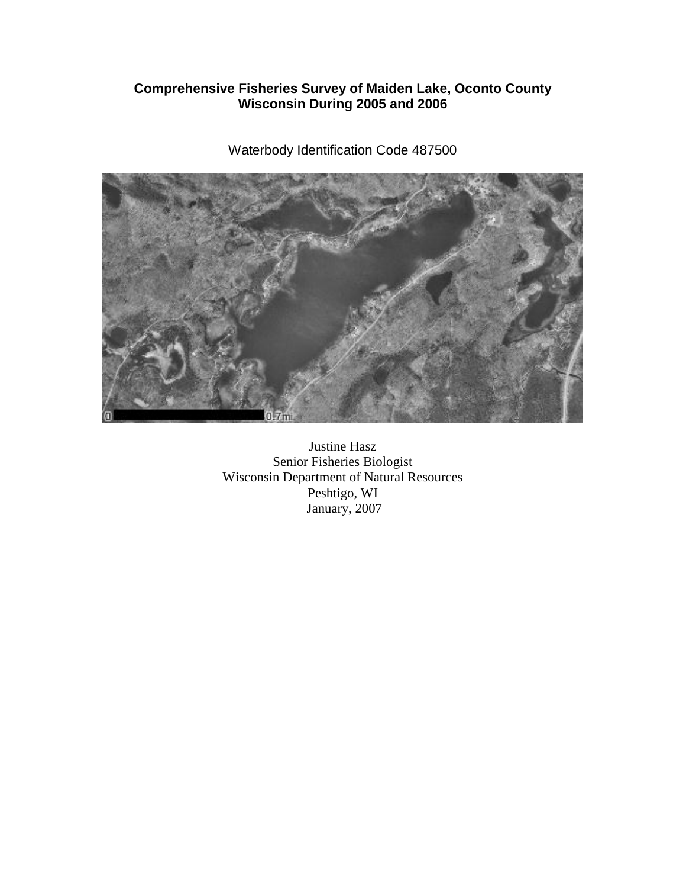# Comprehensive Fisheries Survey of Maiden Lake, Oconto County Wisconsin During 2005 and 2006

Waterbody Identification Code 487500

Justine Hasz
Senior Fisheries Biologist
Wisconsin Department of Natural Resources
Peshtigo, WI
January, 2007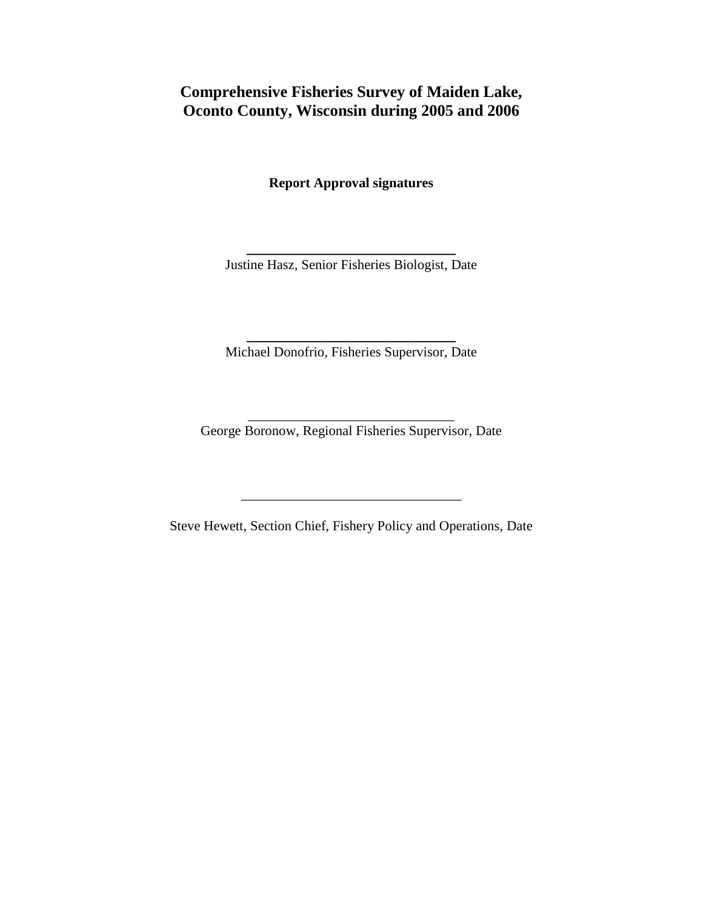**Comprehensive Fisheries Survey of Maiden Lake, Oconto County, Wisconsin during 2005 and 2006**

**Report Approval signatures**

______________________________
Justine Hasz, Senior Fisheries Biologist, Date

______________________________
Michael Donofrio, Fisheries Supervisor, Date

______________________________
George Boronow, Regional Fisheries Supervisor, Date

________________________________
Steve Hewett, Section Chief, Fishery Policy and Operations, Date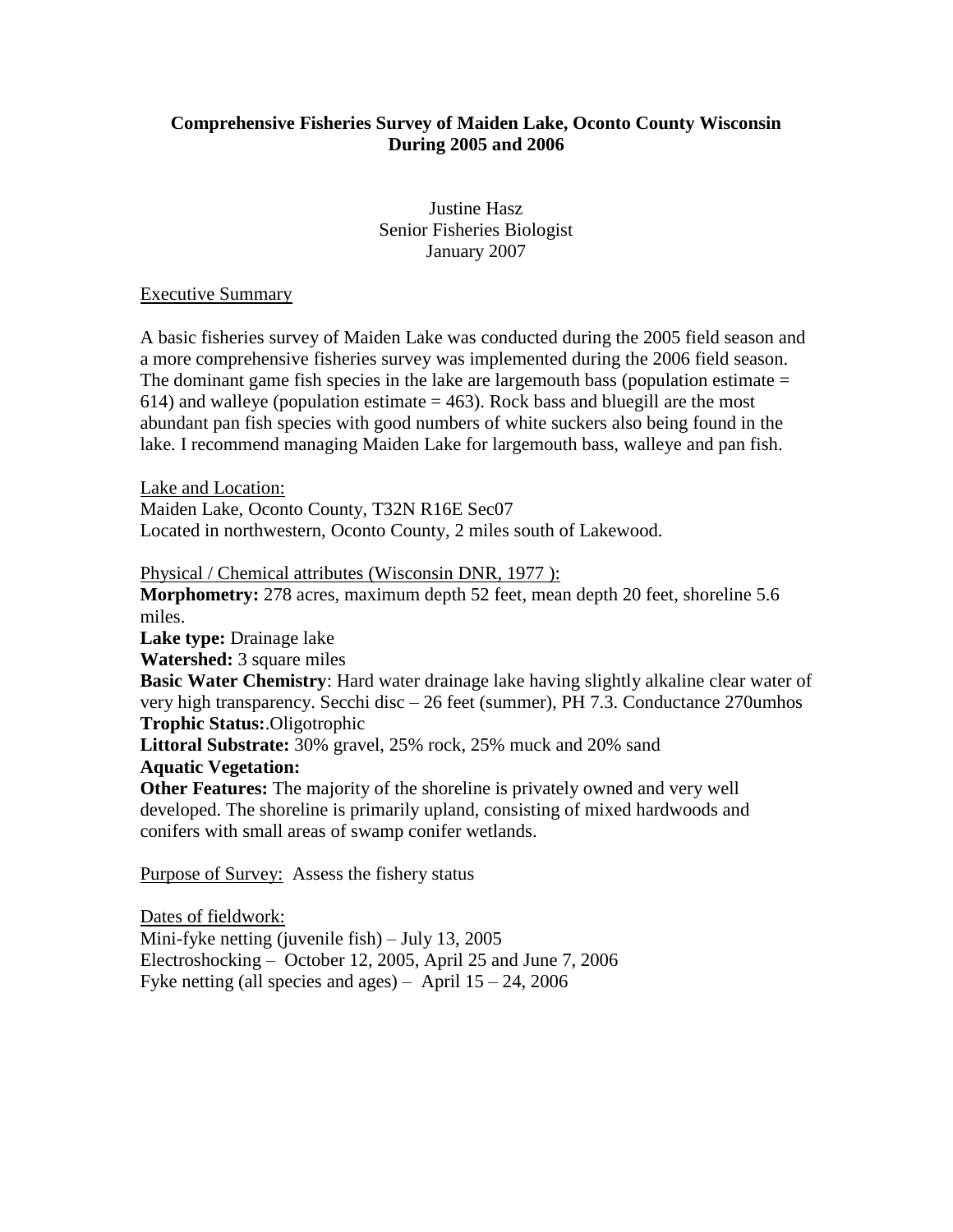**Comprehensive Fisheries Survey of Maiden Lake, Oconto County Wisconsin During 2005 and 2006**

Justine Hasz
Senior Fisheries Biologist
January 2007

Executive Summary

A basic fisheries survey of Maiden Lake was conducted during the 2005 field season and a more comprehensive fisheries survey was implemented during the 2006 field season. The dominant game fish species in the lake are largemouth bass (population estimate = 614) and walleye (population estimate = 463). Rock bass and bluegill are the most abundant pan fish species with good numbers of white suckers also being found in the lake. I recommend managing Maiden Lake for largemouth bass, walleye and pan fish.

Lake and Location:
Maiden Lake, Oconto County, T32N R16E Sec07
Located in northwestern, Oconto County, 2 miles south of Lakewood.

Physical / Chemical attributes (Wisconsin DNR, 1977 ):
**Morphometry:** 278 acres, maximum depth 52 feet, mean depth 20 feet, shoreline 5.6 miles.
**Lake type:** Drainage lake
**Watershed:** 3 square miles
**Basic Water Chemistry**: Hard water drainage lake having slightly alkaline clear water of very high transparency. Secchi disc – 26 feet (summer), PH 7.3. Conductance 270umhos
**Trophic Status:**.Oligotrophic
**Littoral Substrate:** 30% gravel, 25% rock, 25% muck and 20% sand
**Aquatic Vegetation:**
**Other Features:** The majority of the shoreline is privately owned and very well developed. The shoreline is primarily upland, consisting of mixed hardwoods and conifers with small areas of swamp conifer wetlands.

Purpose of Survey: Assess the fishery status

Dates of fieldwork:
Mini-fyke netting (juvenile fish) – July 13, 2005
Electroshocking – October 12, 2005, April 25 and June 7, 2006
Fyke netting (all species and ages) – April 15 – 24, 2006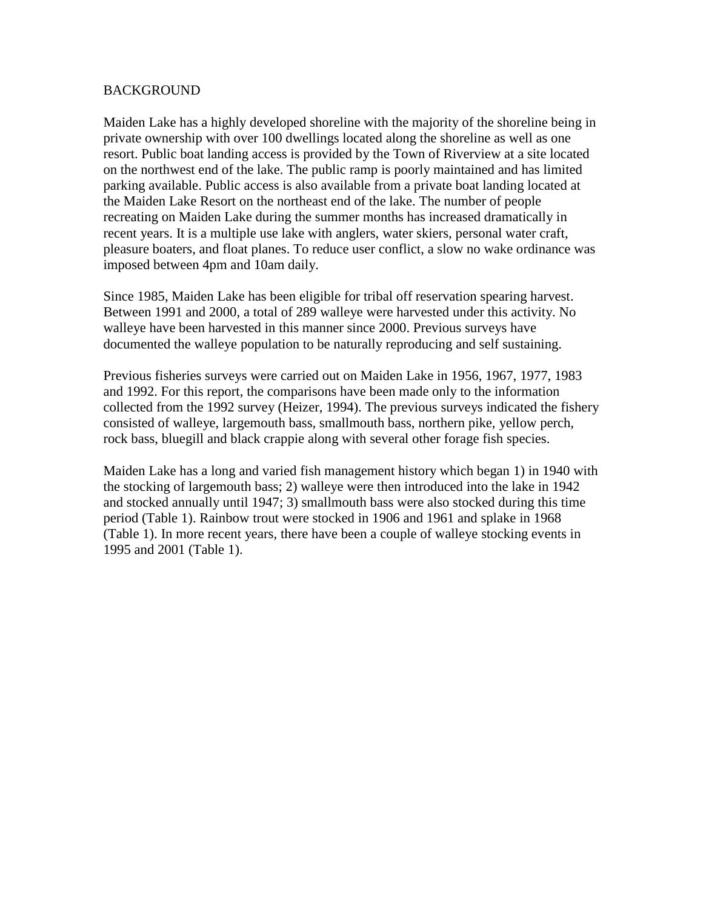## BACKGROUND

Maiden Lake has a highly developed shoreline with the majority of the shoreline being in private ownership with over 100 dwellings located along the shoreline as well as one resort. Public boat landing access is provided by the Town of Riverview at a site located on the northwest end of the lake. The public ramp is poorly maintained and has limited parking available. Public access is also available from a private boat landing located at the Maiden Lake Resort on the northeast end of the lake. The number of people recreating on Maiden Lake during the summer months has increased dramatically in recent years. It is a multiple use lake with anglers, water skiers, personal water craft, pleasure boaters, and float planes. To reduce user conflict, a slow no wake ordinance was imposed between 4pm and 10am daily.

Since 1985, Maiden Lake has been eligible for tribal off reservation spearing harvest. Between 1991 and 2000, a total of 289 walleye were harvested under this activity. No walleye have been harvested in this manner since 2000. Previous surveys have documented the walleye population to be naturally reproducing and self sustaining.

Previous fisheries surveys were carried out on Maiden Lake in 1956, 1967, 1977, 1983 and 1992. For this report, the comparisons have been made only to the information collected from the 1992 survey (Heizer, 1994). The previous surveys indicated the fishery consisted of walleye, largemouth bass, smallmouth bass, northern pike, yellow perch, rock bass, bluegill and black crappie along with several other forage fish species.

Maiden Lake has a long and varied fish management history which began 1) in 1940 with the stocking of largemouth bass; 2) walleye were then introduced into the lake in 1942 and stocked annually until 1947; 3) smallmouth bass were also stocked during this time period (Table 1). Rainbow trout were stocked in 1906 and 1961 and splake in 1968 (Table 1). In more recent years, there have been a couple of walleye stocking events in 1995 and 2001 (Table 1).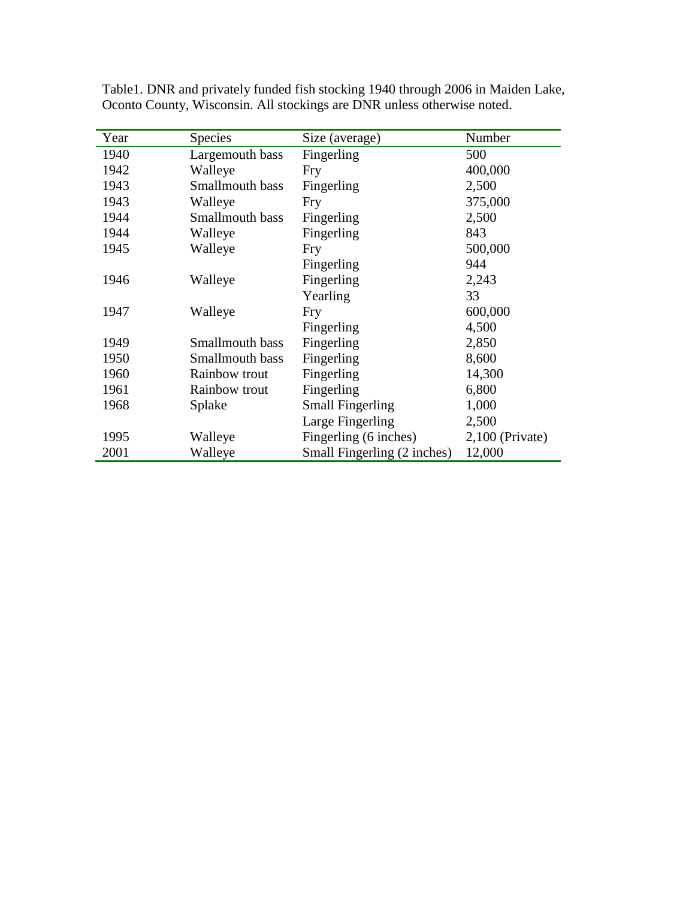Table1. DNR and privately funded fish stocking 1940 through 2006 in Maiden Lake, Oconto County, Wisconsin. All stockings are DNR unless otherwise noted.

| Year | Species | Size (average) | Number |
|---|---|---|---|
| 1940 | Largemouth bass | Fingerling | 500 |
| 1942 | Walleye | Fry | 400,000 |
| 1943 | Smallmouth bass | Fingerling | 2,500 |
| 1943 | Walleye | Fry | 375,000 |
| 1944 | Smallmouth bass | Fingerling | 2,500 |
| 1944 | Walleye | Fingerling | 843 |
| 1945 | Walleye | Fry | 500,000 |
| | | Fingerling | 944 |
| 1946 | Walleye | Fingerling | 2,243 |
| | | Yearling | 33 |
| 1947 | Walleye | Fry | 600,000 |
| | | Fingerling | 4,500 |
| 1949 | Smallmouth bass | Fingerling | 2,850 |
| 1950 | Smallmouth bass | Fingerling | 8,600 |
| 1960 | Rainbow trout | Fingerling | 14,300 |
| 1961 | Rainbow trout | Fingerling | 6,800 |
| 1968 | Splake | Small Fingerling | 1,000 |
| | | Large Fingerling | 2,500 |
| 1995 | Walleye | Fingerling (6 inches) | 2,100 (Private) |
| 2001 | Walleye | Small Fingerling (2 inches) | 12,000 |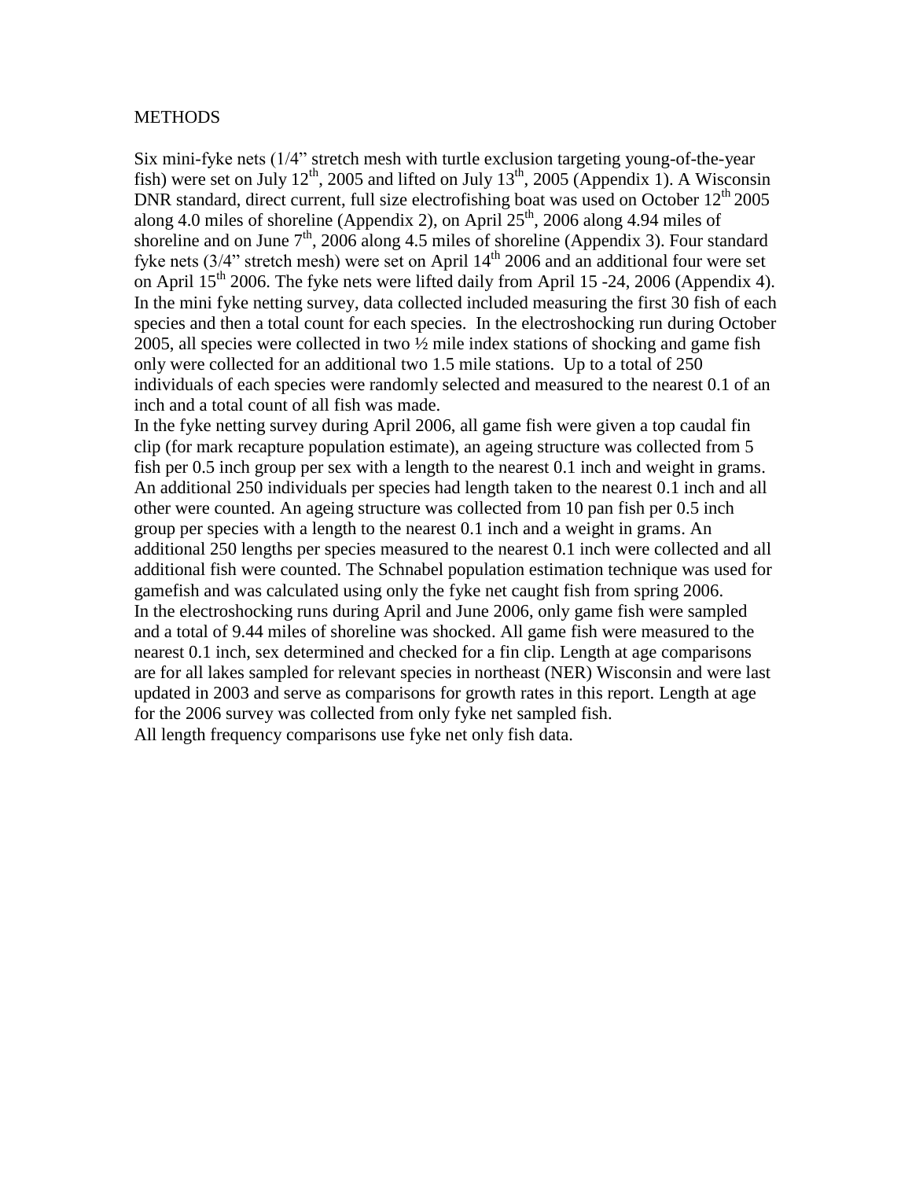# METHODS

Six mini-fyke nets (1/4" stretch mesh with turtle exclusion targeting young-of-the-year fish) were set on July 12th, 2005 and lifted on July 13th, 2005 (Appendix 1). A Wisconsin DNR standard, direct current, full size electrofishing boat was used on October 12th 2005 along 4.0 miles of shoreline (Appendix 2), on April 25th, 2006 along 4.94 miles of shoreline and on June 7th, 2006 along 4.5 miles of shoreline (Appendix 3). Four standard fyke nets (3/4" stretch mesh) were set on April 14th 2006 and an additional four were set on April 15th 2006. The fyke nets were lifted daily from April 15 -24, 2006 (Appendix 4). In the mini fyke netting survey, data collected included measuring the first 30 fish of each species and then a total count for each species. In the electroshocking run during October 2005, all species were collected in two ½ mile index stations of shocking and game fish only were collected for an additional two 1.5 mile stations. Up to a total of 250 individuals of each species were randomly selected and measured to the nearest 0.1 of an inch and a total count of all fish was made.

In the fyke netting survey during April 2006, all game fish were given a top caudal fin clip (for mark recapture population estimate), an ageing structure was collected from 5 fish per 0.5 inch group per sex with a length to the nearest 0.1 inch and weight in grams. An additional 250 individuals per species had length taken to the nearest 0.1 inch and all other were counted. An ageing structure was collected from 10 pan fish per 0.5 inch group per species with a length to the nearest 0.1 inch and a weight in grams. An additional 250 lengths per species measured to the nearest 0.1 inch were collected and all additional fish were counted. The Schnabel population estimation technique was used for gamefish and was calculated using only the fyke net caught fish from spring 2006.

In the electroshocking runs during April and June 2006, only game fish were sampled and a total of 9.44 miles of shoreline was shocked. All game fish were measured to the nearest 0.1 inch, sex determined and checked for a fin clip. Length at age comparisons are for all lakes sampled for relevant species in northeast (NER) Wisconsin and were last updated in 2003 and serve as comparisons for growth rates in this report. Length at age for the 2006 survey was collected from only fyke net sampled fish.

All length frequency comparisons use fyke net only fish data.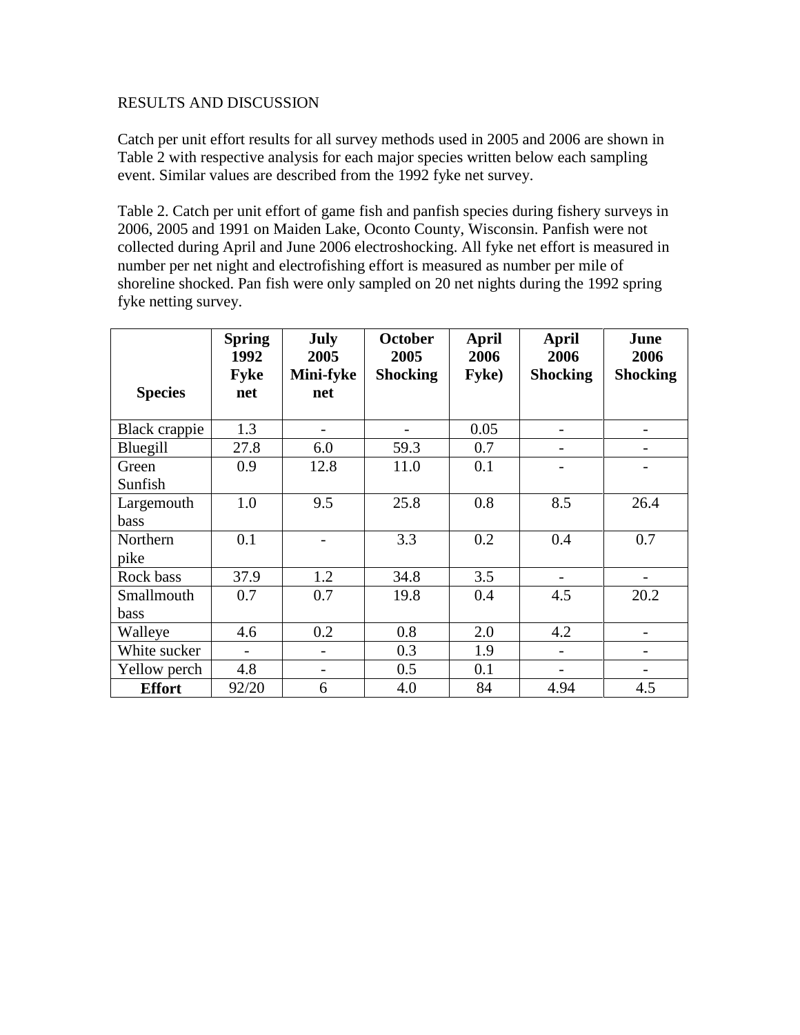RESULTS AND DISCUSSION

Catch per unit effort results for all survey methods used in 2005 and 2006 are shown in Table 2 with respective analysis for each major species written below each sampling event. Similar values are described from the 1992 fyke net survey.

Table 2. Catch per unit effort of game fish and panfish species during fishery surveys in 2006, 2005 and 1991 on Maiden Lake, Oconto County, Wisconsin. Panfish were not collected during April and June 2006 electroshocking. All fyke net effort is measured in number per net night and electrofishing effort is measured as number per mile of shoreline shocked. Pan fish were only sampled on 20 net nights during the 1992 spring fyke netting survey.

| **Species** | **Spring 1992 Fyke net** | **July 2005 Mini-fyke net** | **October 2005 Shocking** | **April 2006 Fyke)** | **April 2006 Shocking** | **June 2006 Shocking** |
|---|---|---|---|---|---|---|
| Black crappie | 1.3 | - | - | 0.05 | - | - |
| Bluegill | 27.8 | 6.0 | 59.3 | 0.7 | - | - |
| Green Sunfish | 0.9 | 12.8 | 11.0 | 0.1 | - | - |
| Largemouth bass | 1.0 | 9.5 | 25.8 | 0.8 | 8.5 | 26.4 |
| Northern pike | 0.1 | - | 3.3 | 0.2 | 0.4 | 0.7 |
| Rock bass | 37.9 | 1.2 | 34.8 | 3.5 | - | - |
| Smallmouth bass | 0.7 | 0.7 | 19.8 | 0.4 | 4.5 | 20.2 |
| Walleye | 4.6 | 0.2 | 0.8 | 2.0 | 4.2 | - |
| White sucker | - | - | 0.3 | 1.9 | - | - |
| Yellow perch | 4.8 | - | 0.5 | 0.1 | - | - |
| **Effort** | 92/20 | 6 | 4.0 | 84 | 4.94 | 4.5 |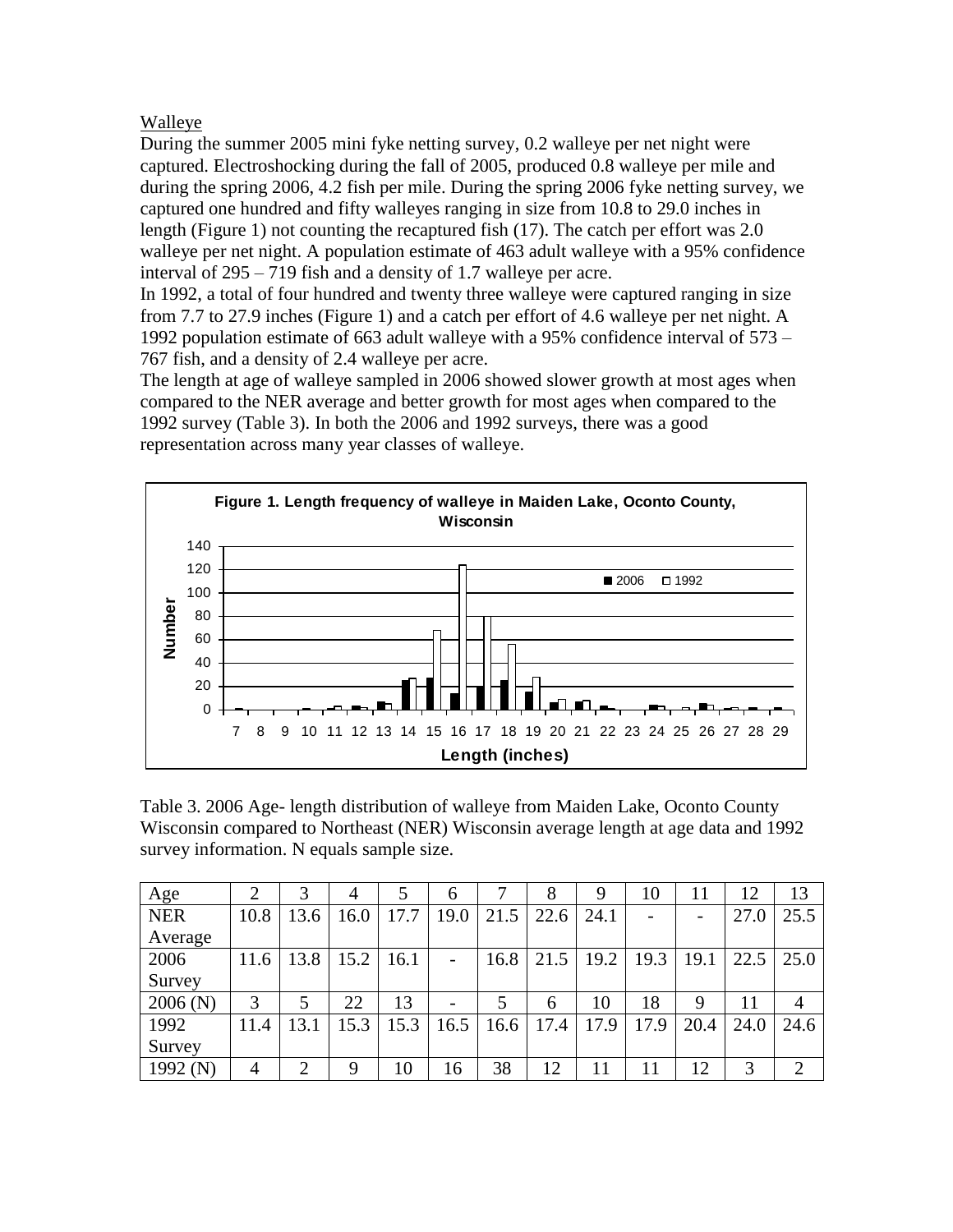Walleye

During the summer 2005 mini fyke netting survey, 0.2 walleye per net night were captured. Electroshocking during the fall of 2005, produced 0.8 walleye per mile and during the spring 2006, 4.2 fish per mile. During the spring 2006 fyke netting survey, we captured one hundred and fifty walleyes ranging in size from 10.8 to 29.0 inches in length (Figure 1) not counting the recaptured fish (17). The catch per effort was 2.0 walleye per net night. A population estimate of 463 adult walleye with a 95% confidence interval of 295 – 719 fish and a density of 1.7 walleye per acre.

In 1992, a total of four hundred and twenty three walleye were captured ranging in size from 7.7 to 27.9 inches (Figure 1) and a catch per effort of 4.6 walleye per net night. A 1992 population estimate of 663 adult walleye with a 95% confidence interval of 573 – 767 fish, and a density of 2.4 walleye per acre.

The length at age of walleye sampled in 2006 showed slower growth at most ages when compared to the NER average and better growth for most ages when compared to the 1992 survey (Table 3). In both the 2006 and 1992 surveys, there was a good representation across many year classes of walleye.

**Figure 1. Length frequency of walleye in Maiden Lake, Oconto County, Wisconsin**

Table 3. 2006 Age- length distribution of walleye from Maiden Lake, Oconto County Wisconsin compared to Northeast (NER) Wisconsin average length at age data and 1992 survey information. N equals sample size.

| Age | 2 | 3 | 4 | 5 | 6 | 7 | 8 | 9 | 10 | 11 | 12 | 13 |
|---|---|---|---|---|---|---|---|---|---|---|---|---|
| NER Average | 10.8 | 13.6 | 16.0 | 17.7 | 19.0 | 21.5 | 22.6 | 24.1 | - | - | 27.0 | 25.5 |
| 2006 Survey | 11.6 | 13.8 | 15.2 | 16.1 | - | 16.8 | 21.5 | 19.2 | 19.3 | 19.1 | 22.5 | 25.0 |
| 2006 (N) | 3 | 5 | 22 | 13 | - | 5 | 6 | 10 | 18 | 9 | 11 | 4 |
| 1992 Survey | 11.4 | 13.1 | 15.3 | 15.3 | 16.5 | 16.6 | 17.4 | 17.9 | 17.9 | 20.4 | 24.0 | 24.6 |
| 1992 (N) | 4 | 2 | 9 | 10 | 16 | 38 | 12 | 11 | 11 | 12 | 3 | 2 |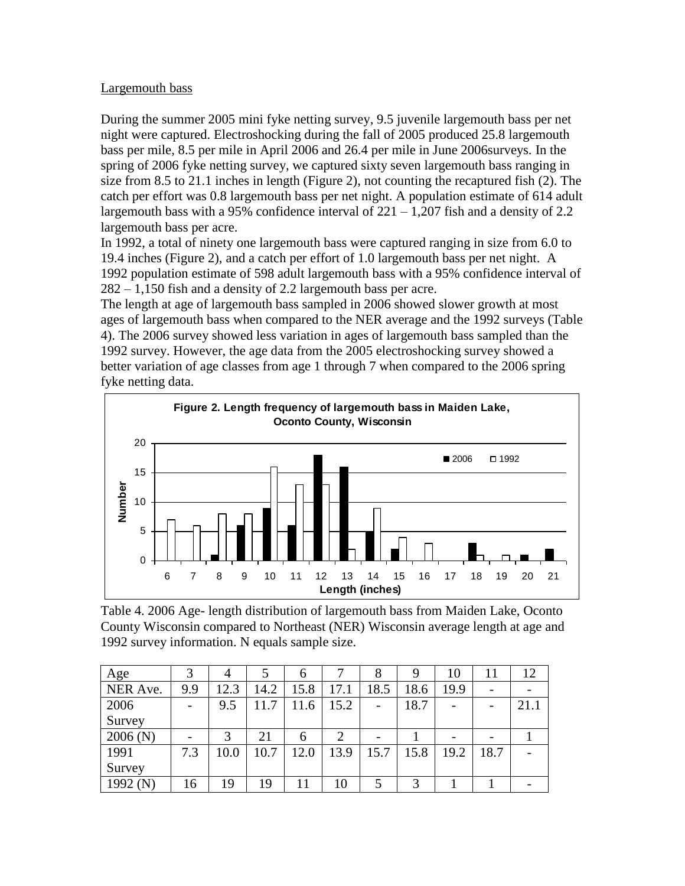Largemouth bass

During the summer 2005 mini fyke netting survey, 9.5 juvenile largemouth bass per net night were captured. Electroshocking during the fall of 2005 produced 25.8 largemouth bass per mile, 8.5 per mile in April 2006 and 26.4 per mile in June 2006surveys. In the spring of 2006 fyke netting survey, we captured sixty seven largemouth bass ranging in size from 8.5 to 21.1 inches in length (Figure 2), not counting the recaptured fish (2). The catch per effort was 0.8 largemouth bass per net night. A population estimate of 614 adult largemouth bass with a 95% confidence interval of 221 – 1,207 fish and a density of 2.2 largemouth bass per acre.

In 1992, a total of ninety one largemouth bass were captured ranging in size from 6.0 to 19.4 inches (Figure 2), and a catch per effort of 1.0 largemouth bass per net night. A 1992 population estimate of 598 adult largemouth bass with a 95% confidence interval of 282 – 1,150 fish and a density of 2.2 largemouth bass per acre.

The length at age of largemouth bass sampled in 2006 showed slower growth at most ages of largemouth bass when compared to the NER average and the 1992 surveys (Table 4). The 2006 survey showed less variation in ages of largemouth bass sampled than the 1992 survey. However, the age data from the 2005 electroshocking survey showed a better variation of age classes from age 1 through 7 when compared to the 2006 spring fyke netting data.

**Figure 2. Length frequency of largemouth bass in Maiden Lake, Oconto County, Wisconsin**

Table 4. 2006 Age- length distribution of largemouth bass from Maiden Lake, Oconto County Wisconsin compared to Northeast (NER) Wisconsin average length at age and 1992 survey information. N equals sample size.

| Age | 3 | 4 | 5 | 6 | 7 | 8 | 9 | 10 | 11 | 12 |
|---|---|---|---|---|---|---|---|---|---|---|
| NER Ave. | 9.9 | 12.3 | 14.2 | 15.8 | 17.1 | 18.5 | 18.6 | 19.9 | - | - |
| 2006 Survey | - | 9.5 | 11.7 | 11.6 | 15.2 | - | 18.7 | - | - | 21.1 |
| 2006 (N) | - | 3 | 21 | 6 | 2 | - | 1 | - | - | 1 |
| 1991 Survey | 7.3 | 10.0 | 10.7 | 12.0 | 13.9 | 15.7 | 15.8 | 19.2 | 18.7 | - |
| 1992 (N) | 16 | 19 | 19 | 11 | 10 | 5 | 3 | 1 | 1 | - |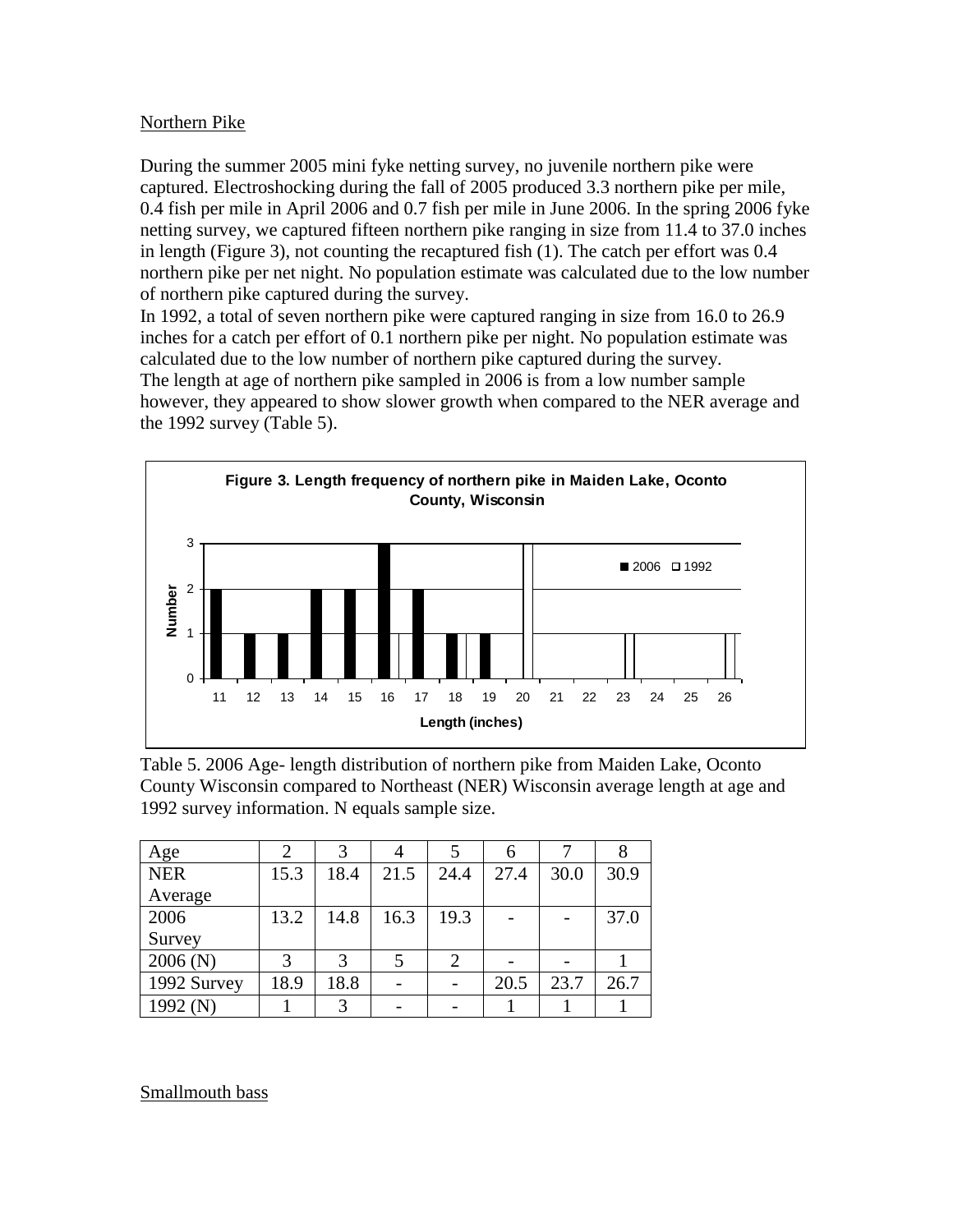Northern Pike

During the summer 2005 mini fyke netting survey, no juvenile northern pike were captured. Electroshocking during the fall of 2005 produced 3.3 northern pike per mile, 0.4 fish per mile in April 2006 and 0.7 fish per mile in June 2006. In the spring 2006 fyke netting survey, we captured fifteen northern pike ranging in size from 11.4 to 37.0 inches in length (Figure 3), not counting the recaptured fish (1). The catch per effort was 0.4 northern pike per net night. No population estimate was calculated due to the low number of northern pike captured during the survey.

In 1992, a total of seven northern pike were captured ranging in size from 16.0 to 26.9 inches for a catch per effort of 0.1 northern pike per night. No population estimate was calculated due to the low number of northern pike captured during the survey.

The length at age of northern pike sampled in 2006 is from a low number sample however, they appeared to show slower growth when compared to the NER average and the 1992 survey (Table 5).

**Figure 3. Length frequency of northern pike in Maiden Lake, Oconto County, Wisconsin**

| Length (inches) | 11 | 12 | 13 | 14 | 15 | 16 | 17 | 18 | 19 | 20 | 21 | 22 | 23 | 24 | 25 | 26 |
|---|---|---|---|---|---|---|---|---|---|---|---|---|---|---|---|---|
| 2006 | 2 | 1 | 1 | 2 | 2 | 3 | 2 | 1 | 1 | 0 | 0 | 0 | 0 | 0 | 0 | 0 |
| 1992 | 0 | 0 | 0 | 0 | 0 | 1 | 0 | 1 | 0 | 3 | 0 | 0 | 1 | 0 | 0 | 1 |

Table 5. 2006 Age- length distribution of northern pike from Maiden Lake, Oconto County Wisconsin compared to Northeast (NER) Wisconsin average length at age and 1992 survey information. N equals sample size.

| Age | 2 | 3 | 4 | 5 | 6 | 7 | 8 |
|---|---|---|---|---|---|---|---|
| NER Average | 15.3 | 18.4 | 21.5 | 24.4 | 27.4 | 30.0 | 30.9 |
| 2006 Survey | 13.2 | 14.8 | 16.3 | 19.3 | - | - | 37.0 |
| 2006 (N) | 3 | 3 | 5 | 2 | - | - | 1 |
| 1992 Survey | 18.9 | 18.8 | - | - | 20.5 | 23.7 | 26.7 |
| 1992 (N) | 1 | 3 | - | - | 1 | 1 | 1 |

Smallmouth bass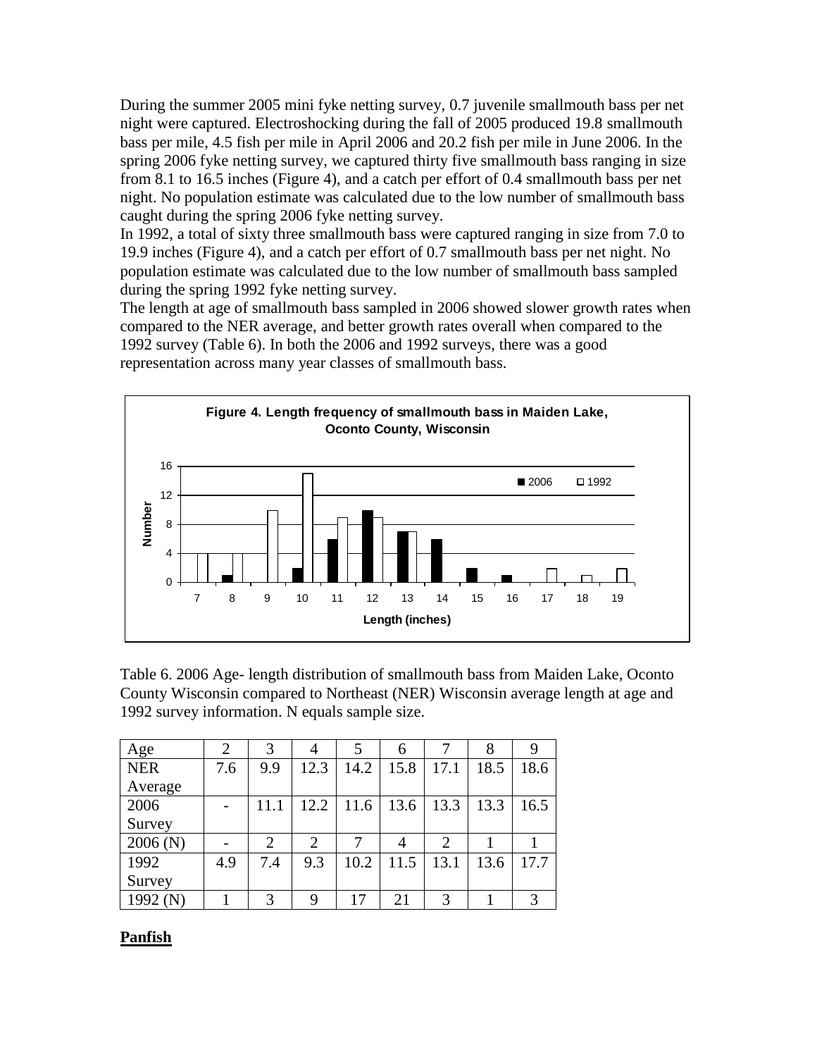During the summer 2005 mini fyke netting survey, 0.7 juvenile smallmouth bass per net night were captured. Electroshocking during the fall of 2005 produced 19.8 smallmouth bass per mile, 4.5 fish per mile in April 2006 and 20.2 fish per mile in June 2006. In the spring 2006 fyke netting survey, we captured thirty five smallmouth bass ranging in size from 8.1 to 16.5 inches (Figure 4), and a catch per effort of 0.4 smallmouth bass per net night. No population estimate was calculated due to the low number of smallmouth bass caught during the spring 2006 fyke netting survey.

In 1992, a total of sixty three smallmouth bass were captured ranging in size from 7.0 to 19.9 inches (Figure 4), and a catch per effort of 0.7 smallmouth bass per net night. No population estimate was calculated due to the low number of smallmouth bass sampled during the spring 1992 fyke netting survey.

The length at age of smallmouth bass sampled in 2006 showed slower growth rates when compared to the NER average, and better growth rates overall when compared to the 1992 survey (Table 6). In both the 2006 and 1992 surveys, there was a good representation across many year classes of smallmouth bass.

**Figure 4. Length frequency of smallmouth bass in Maiden Lake, Oconto County, Wisconsin**

| Length (inches) | 7 | 8 | 9 | 10 | 11 | 12 | 13 | 14 | 15 | 16 | 17 | 18 | 19 |
|---|---|---|---|---|---|---|---|---|---|---|---|---|---|
| 2006 | 0 | 1 | 0 | 2 | 6 | 10 | 7 | 6 | 2 | 1 | 0 | 0 | 0 |
| 1992 | 4 | 4 | 10 | 15 | 9 | 9 | 7 | 0 | 0 | 0 | 2 | 1 | 2 |

Table 6. 2006 Age- length distribution of smallmouth bass from Maiden Lake, Oconto County Wisconsin compared to Northeast (NER) Wisconsin average length at age and 1992 survey information. N equals sample size.

| Age | 2 | 3 | 4 | 5 | 6 | 7 | 8 | 9 |
|---|---|---|---|---|---|---|---|---|
| NER Average | 7.6 | 9.9 | 12.3 | 14.2 | 15.8 | 17.1 | 18.5 | 18.6 |
| 2006 Survey | - | 11.1 | 12.2 | 11.6 | 13.6 | 13.3 | 13.3 | 16.5 |
| 2006 (N) | - | 2 | 2 | 7 | 4 | 2 | 1 | 1 |
| 1992 Survey | 4.9 | 7.4 | 9.3 | 10.2 | 11.5 | 13.1 | 13.6 | 17.7 |
| 1992 (N) | 1 | 3 | 9 | 17 | 21 | 3 | 1 | 3 |

## **Panfish**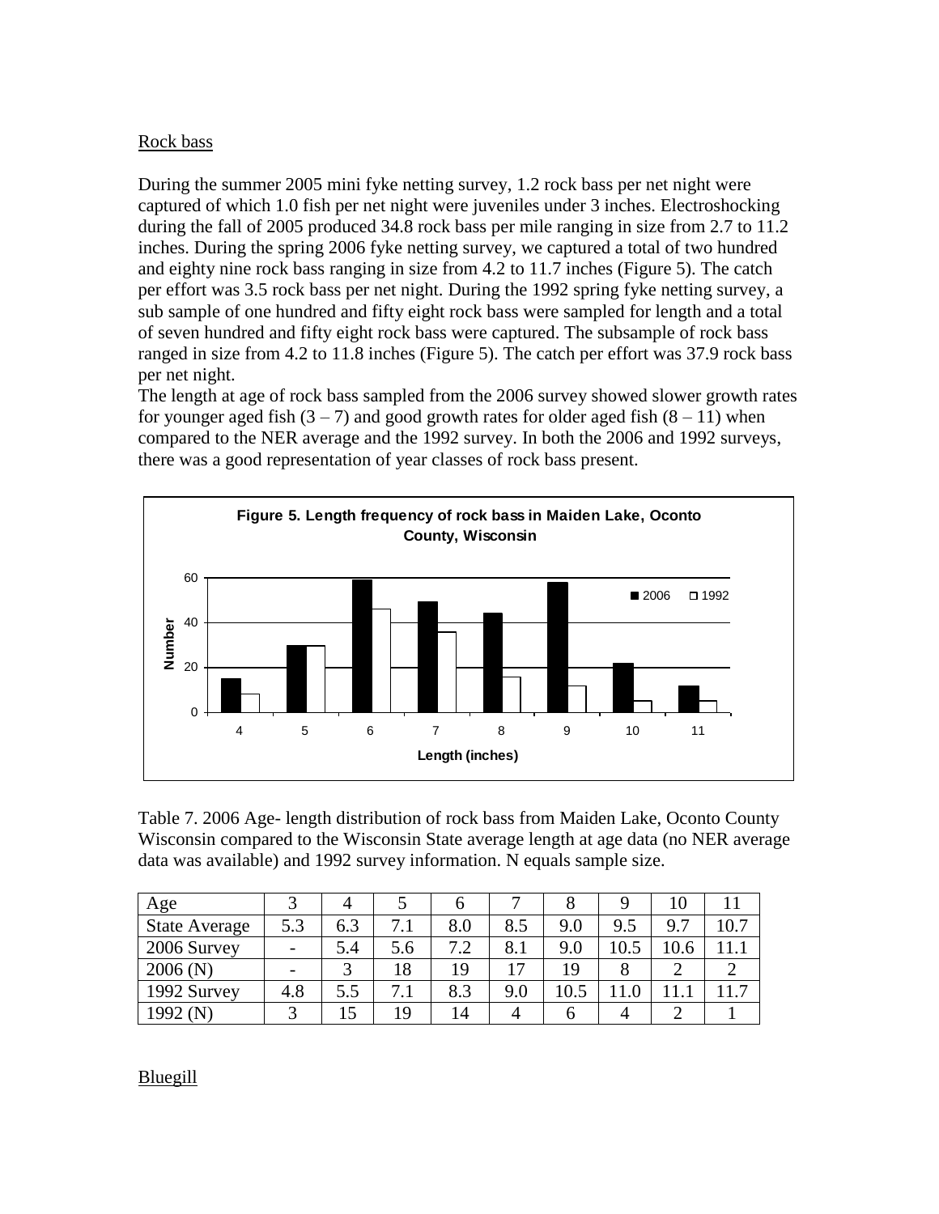Rock bass

During the summer 2005 mini fyke netting survey, 1.2 rock bass per net night were captured of which 1.0 fish per net night were juveniles under 3 inches. Electroshocking during the fall of 2005 produced 34.8 rock bass per mile ranging in size from 2.7 to 11.2 inches. During the spring 2006 fyke netting survey, we captured a total of two hundred and eighty nine rock bass ranging in size from 4.2 to 11.7 inches (Figure 5). The catch per effort was 3.5 rock bass per net night. During the 1992 spring fyke netting survey, a sub sample of one hundred and fifty eight rock bass were sampled for length and a total of seven hundred and fifty eight rock bass were captured. The subsample of rock bass ranged in size from 4.2 to 11.8 inches (Figure 5). The catch per effort was 37.9 rock bass per net night.

The length at age of rock bass sampled from the 2006 survey showed slower growth rates for younger aged fish (3 – 7) and good growth rates for older aged fish (8 – 11) when compared to the NER average and the 1992 survey. In both the 2006 and 1992 surveys, there was a good representation of year classes of rock bass present.

**Figure 5. Length frequency of rock bass in Maiden Lake, Oconto County, Wisconsin**

Table 7. 2006 Age- length distribution of rock bass from Maiden Lake, Oconto County Wisconsin compared to the Wisconsin State average length at age data (no NER average data was available) and 1992 survey information. N equals sample size.

| Age | 3 | 4 | 5 | 6 | 7 | 8 | 9 | 10 | 11 |
|---|---|---|---|---|---|---|---|---|---|
| State Average | 5.3 | 6.3 | 7.1 | 8.0 | 8.5 | 9.0 | 9.5 | 9.7 | 10.7 |
| 2006 Survey | - | 5.4 | 5.6 | 7.2 | 8.1 | 9.0 | 10.5 | 10.6 | 11.1 |
| 2006 (N) | - | 3 | 18 | 19 | 17 | 19 | 8 | 2 | 2 |
| 1992 Survey | 4.8 | 5.5 | 7.1 | 8.3 | 9.0 | 10.5 | 11.0 | 11.1 | 11.7 |
| 1992 (N) | 3 | 15 | 19 | 14 | 4 | 6 | 4 | 2 | 1 |

Bluegill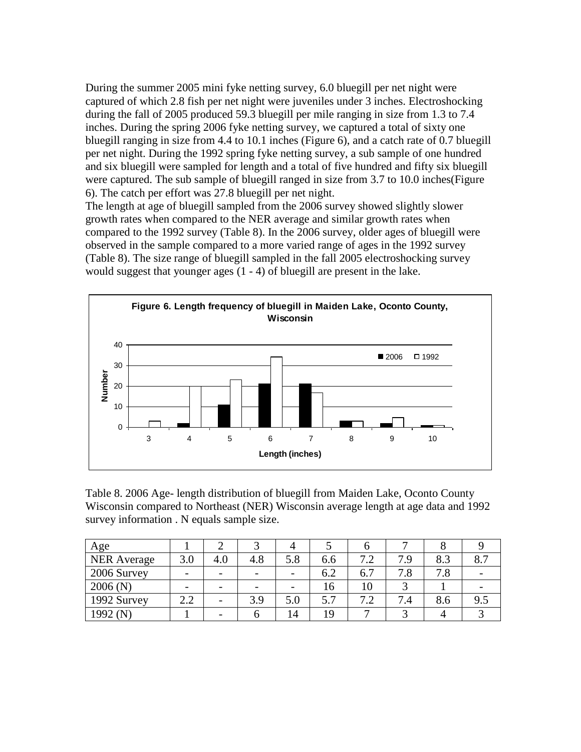During the summer 2005 mini fyke netting survey, 6.0 bluegill per net night were captured of which 2.8 fish per net night were juveniles under 3 inches. Electroshocking during the fall of 2005 produced 59.3 bluegill per mile ranging in size from 1.3 to 7.4 inches. During the spring 2006 fyke netting survey, we captured a total of sixty one bluegill ranging in size from 4.4 to 10.1 inches (Figure 6), and a catch rate of 0.7 bluegill per net night. During the 1992 spring fyke netting survey, a sub sample of one hundred and six bluegill were sampled for length and a total of five hundred and fifty six bluegill were captured. The sub sample of bluegill ranged in size from 3.7 to 10.0 inches(Figure 6). The catch per effort was 27.8 bluegill per net night.

The length at age of bluegill sampled from the 2006 survey showed slightly slower growth rates when compared to the NER average and similar growth rates when compared to the 1992 survey (Table 8). In the 2006 survey, older ages of bluegill were observed in the sample compared to a more varied range of ages in the 1992 survey (Table 8). The size range of bluegill sampled in the fall 2005 electroshocking survey would suggest that younger ages (1 - 4) of bluegill are present in the lake.

**Figure 6. Length frequency of bluegill in Maiden Lake, Oconto County, Wisconsin**

| Length (inches) | 2006 | 1992 |
|---|---|---|
| 3 | 0 | 3 |
| 4 | 2 | 20 |
| 5 | 11 | 23 |
| 6 | 21 | 34 |
| 7 | 21 | 17 |
| 8 | 3 | 3 |
| 9 | 2 | 5 |
| 10 | 1 | 1 |

Table 8. 2006 Age- length distribution of bluegill from Maiden Lake, Oconto County Wisconsin compared to Northeast (NER) Wisconsin average length at age data and 1992 survey information . N equals sample size.

| Age | 1 | 2 | 3 | 4 | 5 | 6 | 7 | 8 | 9 |
|---|---|---|---|---|---|---|---|---|---|
| NER Average | 3.0 | 4.0 | 4.8 | 5.8 | 6.6 | 7.2 | 7.9 | 8.3 | 8.7 |
| 2006 Survey | - | - | - | - | 6.2 | 6.7 | 7.8 | 7.8 | - |
| 2006 (N) | - | - | - | - | 16 | 10 | 3 | 1 | - |
| 1992 Survey | 2.2 | - | 3.9 | 5.0 | 5.7 | 7.2 | 7.4 | 8.6 | 9.5 |
| 1992 (N) | 1 | - | 6 | 14 | 19 | 7 | 3 | 4 | 3 |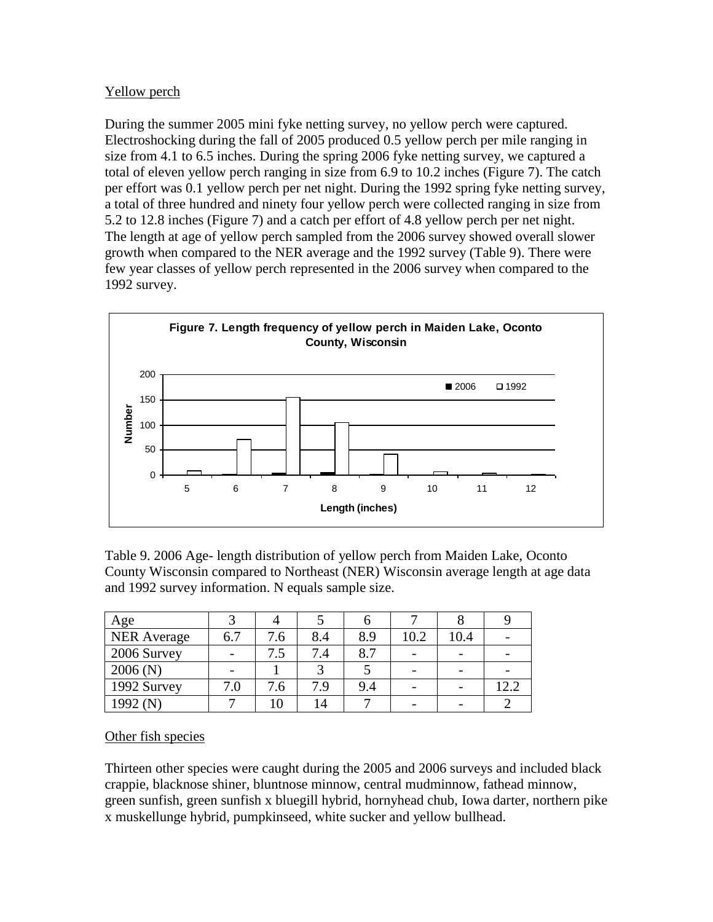## Yellow perch

During the summer 2005 mini fyke netting survey, no yellow perch were captured. Electroshocking during the fall of 2005 produced 0.5 yellow perch per mile ranging in size from 4.1 to 6.5 inches. During the spring 2006 fyke netting survey, we captured a total of eleven yellow perch ranging in size from 6.9 to 10.2 inches (Figure 7). The catch per effort was 0.1 yellow perch per net night. During the 1992 spring fyke netting survey, a total of three hundred and ninety four yellow perch were collected ranging in size from 5.2 to 12.8 inches (Figure 7) and a catch per effort of 4.8 yellow perch per net night. The length at age of yellow perch sampled from the 2006 survey showed overall slower growth when compared to the NER average and the 1992 survey (Table 9). There were few year classes of yellow perch represented in the 2006 survey when compared to the 1992 survey.

**Figure 7. Length frequency of yellow perch in Maiden Lake, Oconto County, Wisconsin**

Table 9. 2006 Age- length distribution of yellow perch from Maiden Lake, Oconto County Wisconsin compared to Northeast (NER) Wisconsin average length at age data and 1992 survey information. N equals sample size.

| Age | 3 | 4 | 5 | 6 | 7 | 8 | 9 |
|---|---|---|---|---|---|---|---|
| NER Average | 6.7 | 7.6 | 8.4 | 8.9 | 10.2 | 10.4 | - |
| 2006 Survey | - | 7.5 | 7.4 | 8.7 | - | - | - |
| 2006 (N) | - | 1 | 3 | 5 | - | - | - |
| 1992 Survey | 7.0 | 7.6 | 7.9 | 9.4 | - | - | 12.2 |
| 1992 (N) | 7 | 10 | 14 | 7 | - | - | 2 |

## Other fish species

Thirteen other species were caught during the 2005 and 2006 surveys and included black crappie, blacknose shiner, bluntnose minnow, central mudminnow, fathead minnow, green sunfish, green sunfish x bluegill hybrid, hornyhead chub, Iowa darter, northern pike x muskellunge hybrid, pumpkinseed, white sucker and yellow bullhead.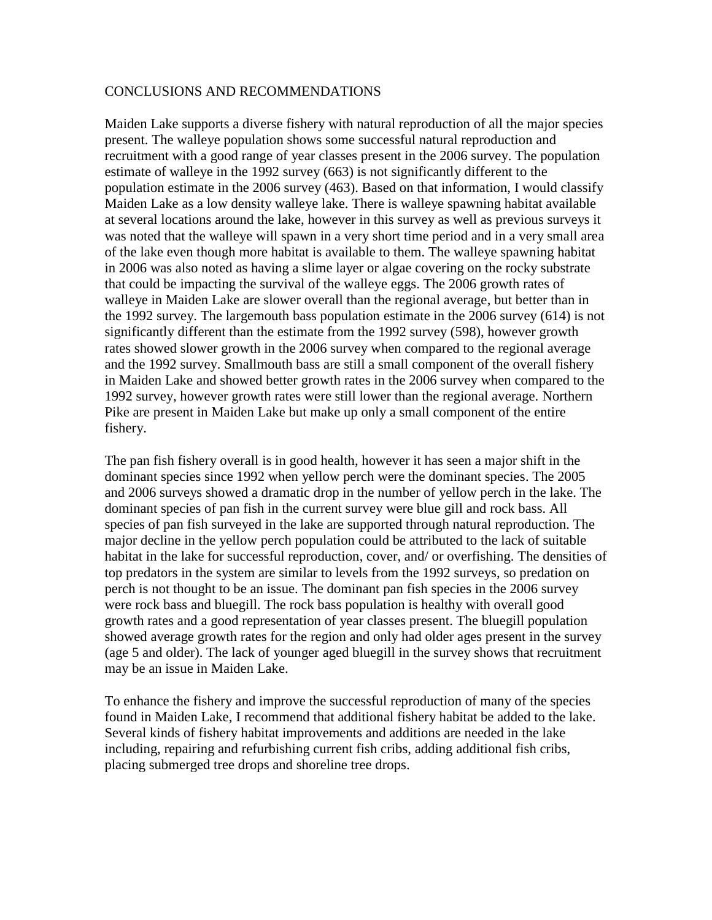## CONCLUSIONS AND RECOMMENDATIONS

Maiden Lake supports a diverse fishery with natural reproduction of all the major species present. The walleye population shows some successful natural reproduction and recruitment with a good range of year classes present in the 2006 survey. The population estimate of walleye in the 1992 survey (663) is not significantly different to the population estimate in the 2006 survey (463). Based on that information, I would classify Maiden Lake as a low density walleye lake. There is walleye spawning habitat available at several locations around the lake, however in this survey as well as previous surveys it was noted that the walleye will spawn in a very short time period and in a very small area of the lake even though more habitat is available to them. The walleye spawning habitat in 2006 was also noted as having a slime layer or algae covering on the rocky substrate that could be impacting the survival of the walleye eggs. The 2006 growth rates of walleye in Maiden Lake are slower overall than the regional average, but better than in the 1992 survey. The largemouth bass population estimate in the 2006 survey (614) is not significantly different than the estimate from the 1992 survey (598), however growth rates showed slower growth in the 2006 survey when compared to the regional average and the 1992 survey. Smallmouth bass are still a small component of the overall fishery in Maiden Lake and showed better growth rates in the 2006 survey when compared to the 1992 survey, however growth rates were still lower than the regional average. Northern Pike are present in Maiden Lake but make up only a small component of the entire fishery.

The pan fish fishery overall is in good health, however it has seen a major shift in the dominant species since 1992 when yellow perch were the dominant species. The 2005 and 2006 surveys showed a dramatic drop in the number of yellow perch in the lake. The dominant species of pan fish in the current survey were blue gill and rock bass. All species of pan fish surveyed in the lake are supported through natural reproduction. The major decline in the yellow perch population could be attributed to the lack of suitable habitat in the lake for successful reproduction, cover, and/ or overfishing. The densities of top predators in the system are similar to levels from the 1992 surveys, so predation on perch is not thought to be an issue. The dominant pan fish species in the 2006 survey were rock bass and bluegill. The rock bass population is healthy with overall good growth rates and a good representation of year classes present. The bluegill population showed average growth rates for the region and only had older ages present in the survey (age 5 and older). The lack of younger aged bluegill in the survey shows that recruitment may be an issue in Maiden Lake.

To enhance the fishery and improve the successful reproduction of many of the species found in Maiden Lake, I recommend that additional fishery habitat be added to the lake. Several kinds of fishery habitat improvements and additions are needed in the lake including, repairing and refurbishing current fish cribs, adding additional fish cribs, placing submerged tree drops and shoreline tree drops.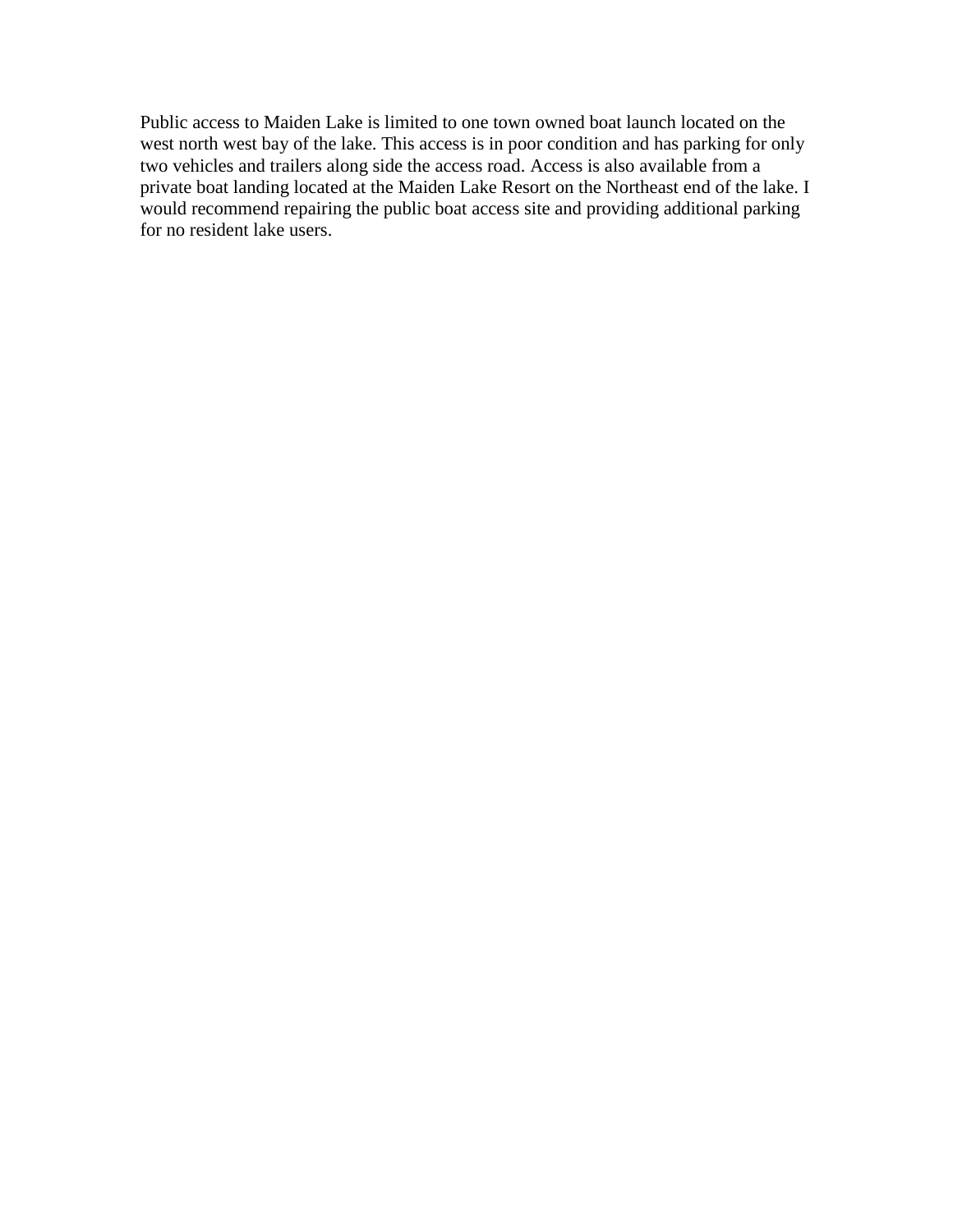Public access to Maiden Lake is limited to one town owned boat launch located on the west north west bay of the lake. This access is in poor condition and has parking for only two vehicles and trailers along side the access road. Access is also available from a private boat landing located at the Maiden Lake Resort on the Northeast end of the lake. I would recommend repairing the public boat access site and providing additional parking for no resident lake users.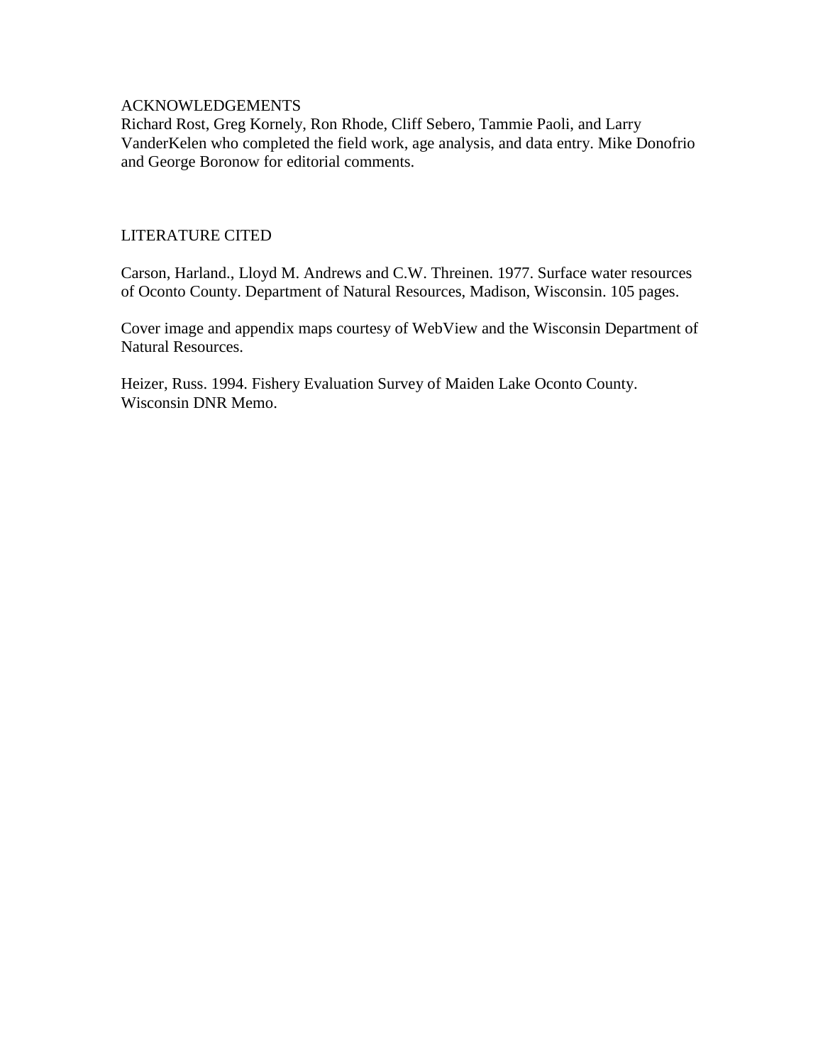## ACKNOWLEDGEMENTS

Richard Rost, Greg Kornely, Ron Rhode, Cliff Sebero, Tammie Paoli, and Larry VanderKelen who completed the field work, age analysis, and data entry. Mike Donofrio and George Boronow for editorial comments.

## LITERATURE CITED

Carson, Harland., Lloyd M. Andrews and C.W. Threinen. 1977. Surface water resources of Oconto County. Department of Natural Resources, Madison, Wisconsin. 105 pages.

Cover image and appendix maps courtesy of WebView and the Wisconsin Department of Natural Resources.

Heizer, Russ. 1994. Fishery Evaluation Survey of Maiden Lake Oconto County. Wisconsin DNR Memo.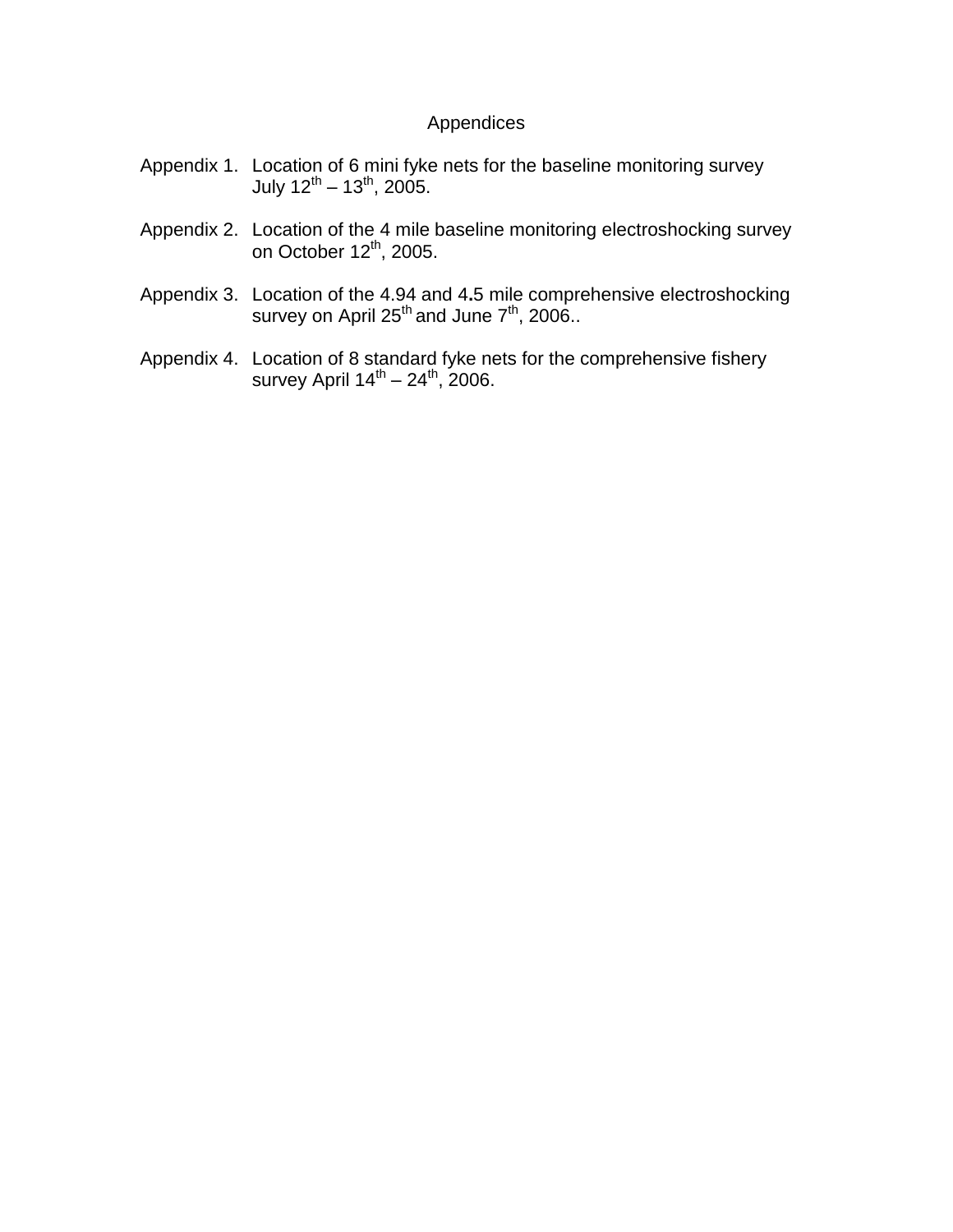# Appendices

Appendix 1. Location of 6 mini fyke nets for the baseline monitoring survey July 12th – 13th, 2005.

Appendix 2. Location of the 4 mile baseline monitoring electroshocking survey on October 12th, 2005.

Appendix 3. Location of the 4.94 and 4.5 mile comprehensive electroshocking survey on April 25th and June 7th, 2006..

Appendix 4. Location of 8 standard fyke nets for the comprehensive fishery survey April 14th – 24th, 2006.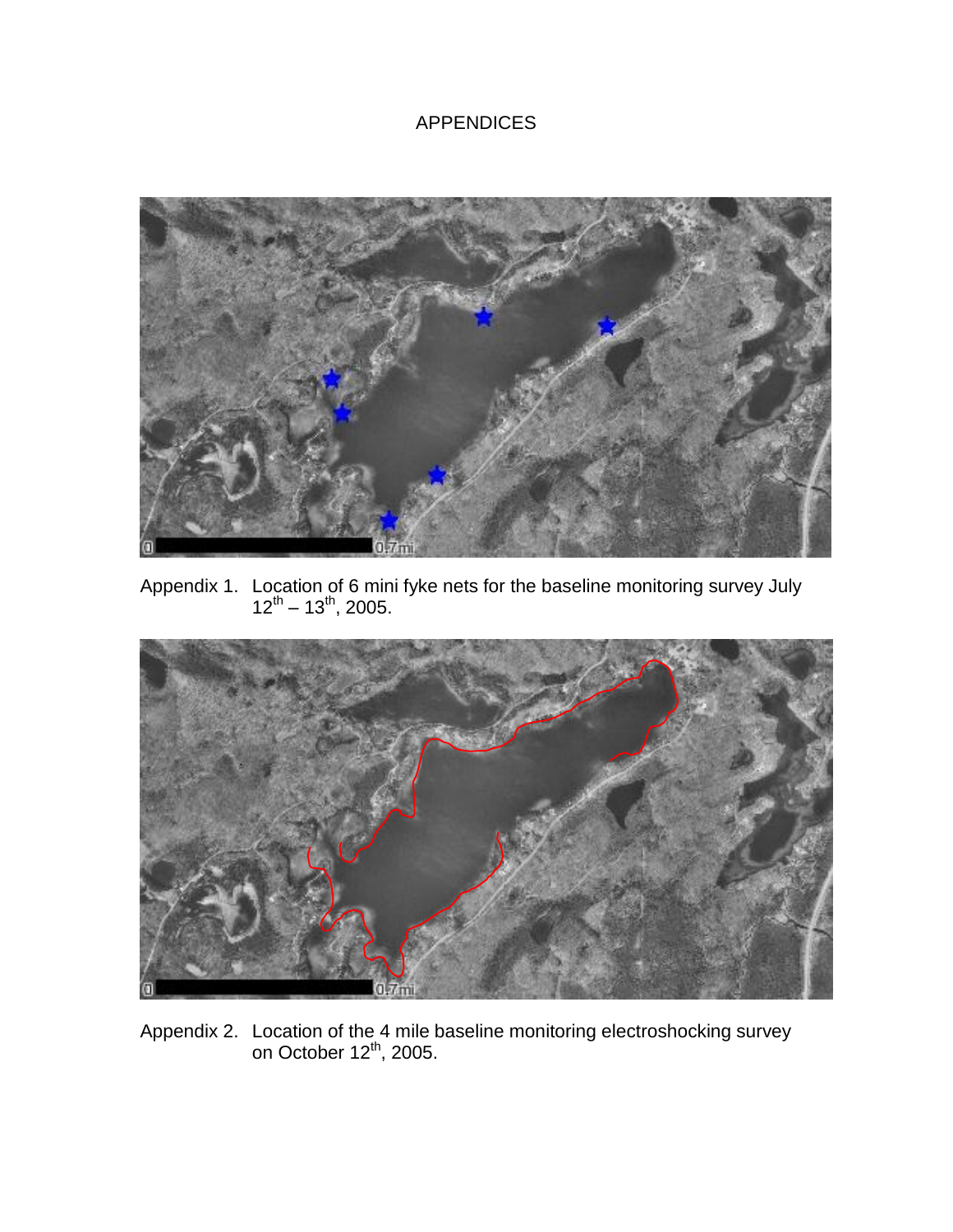# APPENDICES

Appendix 1. Location of 6 mini fyke nets for the baseline monitoring survey July 12th – 13th, 2005.

Appendix 2. Location of the 4 mile baseline monitoring electroshocking survey on October 12th, 2005.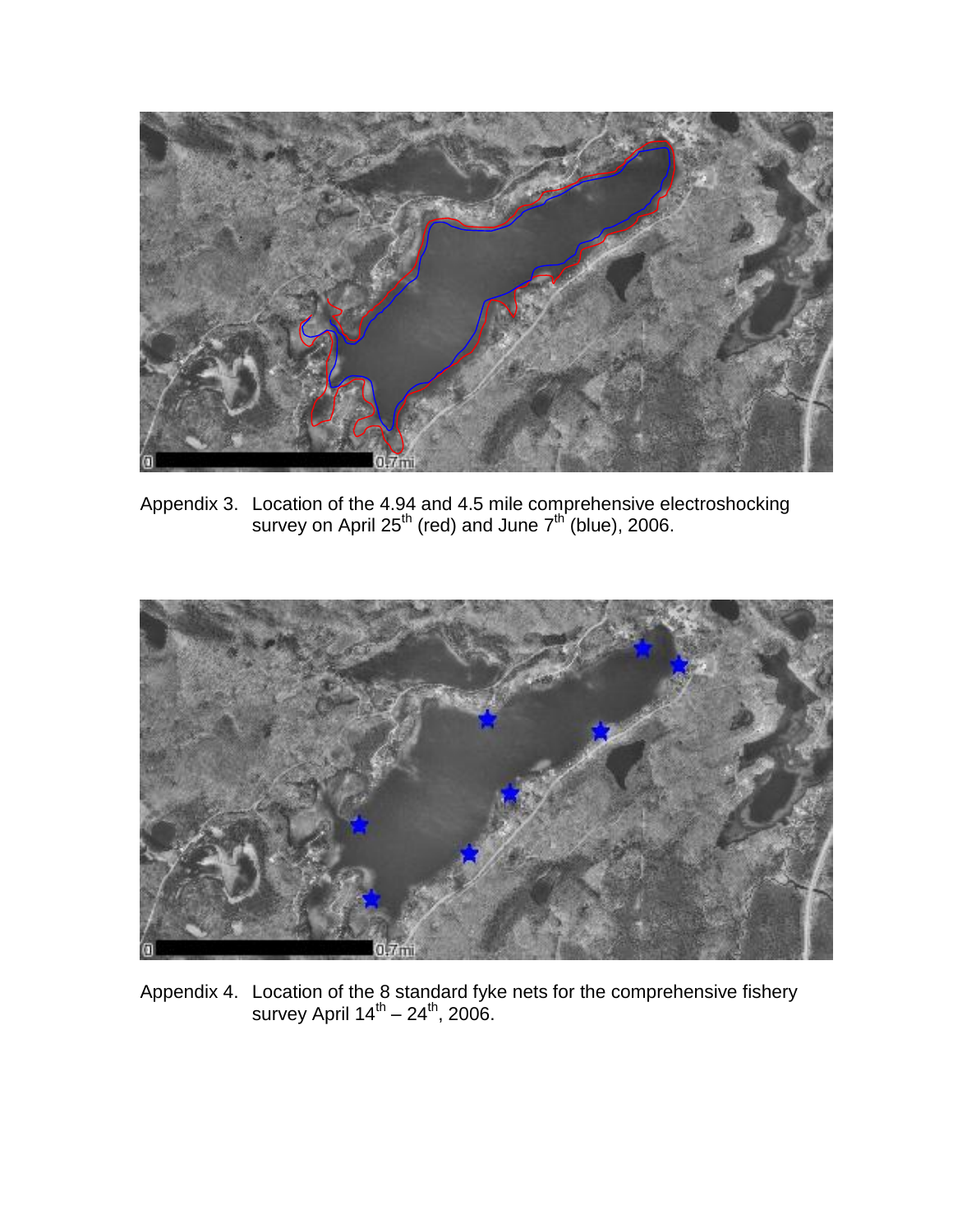0 0.7mi

Appendix 3. Location of the 4.94 and 4.5 mile comprehensive electroshocking survey on April 25th (red) and June 7th (blue), 2006.

0 0.7mi

Appendix 4. Location of the 8 standard fyke nets for the comprehensive fishery survey April 14th – 24th, 2006.